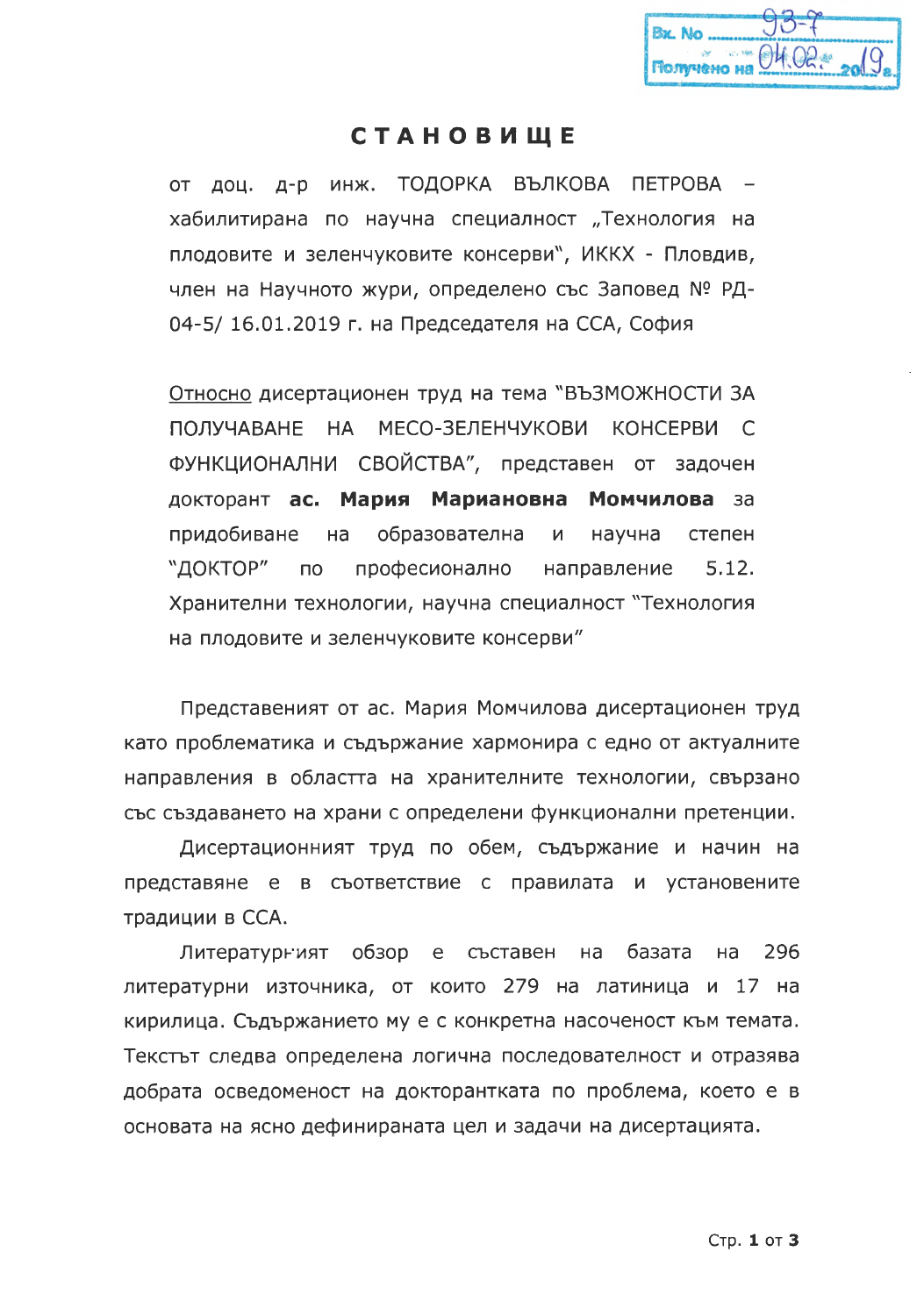Вх. No 93-7
Получено на 04.02. 2019 г.

# СТАНОВИЩЕ

от доц. д-р инж. ТОДОРКА ВЪЛКОВА ПЕТРОВА – хабилитирана по научна специалност „Технология на плодовите и зеленчуковите консерви", ИККХ - Пловдив, член на Научното жури, определено със Заповед № РД-04-5/ 16.01.2019 г. на Председателя на ССА, София

Относно дисертационен труд на тема "ВЪЗМОЖНОСТИ ЗА ПОЛУЧАВАНЕ НА МЕСО-ЗЕЛЕНЧУКОВИ КОНСЕРВИ С ФУНКЦИОНАЛНИ СВОЙСТВА", представен от задочен докторант **ас. Мария Мариановна Момчилова** за придобиване на образователна и научна степен "ДОКТОР" по професионално направление 5.12. Хранителни технологии, научна специалност "Технология на плодовите и зеленчуковите консерви"

Представеният от ас. Мария Момчилова дисертационен труд като проблематика и съдържание хармонира с едно от актуалните направления в областта на хранителните технологии, свързано със създаването на храни с определени функционални претенции.

Дисертационният труд по обем, съдържание и начин на представяне е в съответствие с правилата и установените традиции в ССА.

Литературният обзор е съставен на базата на 296 литературни източника, от които 279 на латиница и 17 на кирилица. Съдържанието му е с конкретна насоченост към темата. Текстът следва определена логична последователност и отразява добрата осведоменост на докторантката по проблема, което е в основата на ясно дефинираната цел и задачи на дисертацията.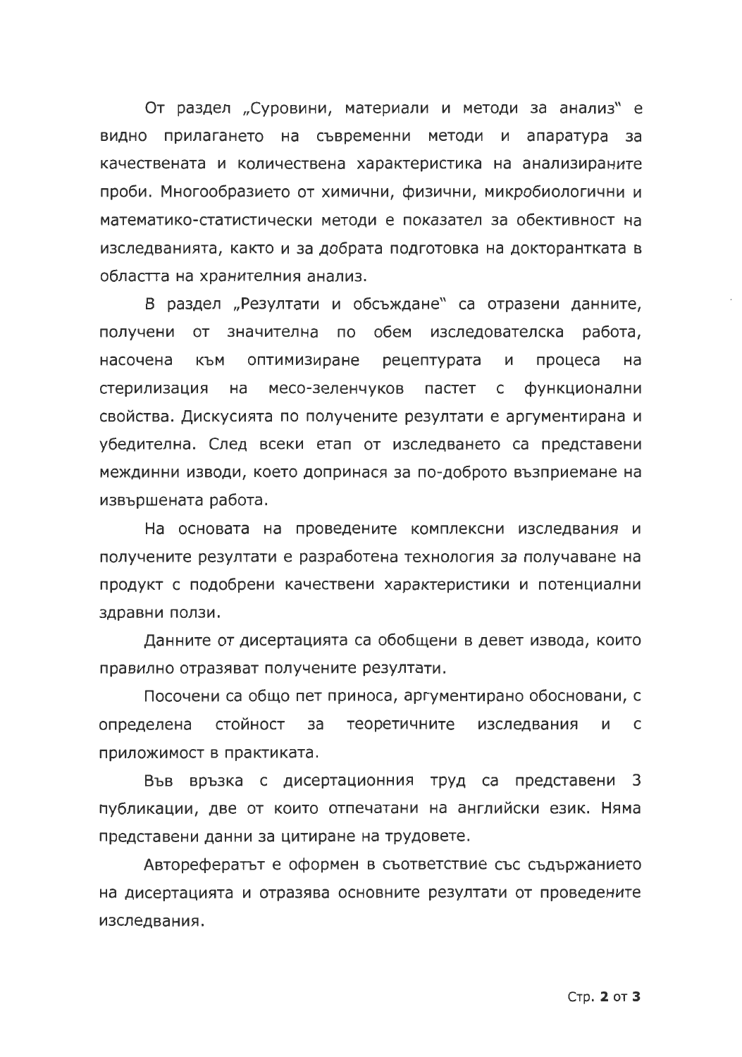От раздел „Суровини, материали и методи за анализ" е видно прилагането на съвременни методи и апаратура за качествената и количествена характеристика на анализираните проби. Многообразието от химични, физични, микробиологични и математико-статистически методи е показател за обективност на изследванията, както и за добрата подготовка на докторантката в областта на хранителния анализ.

В раздел „Резултати и обсъждане" са отразени данните, получени от значителна по обем изследователска работа, насочена към оптимизиране рецептурата и процеса на стерилизация на месо-зеленчуков пастет с функционални свойства. Дискусията по получените резултати е аргументирана и убедителна. След всеки етап от изследването са представени междинни изводи, което допринася за по-доброто възприемане на извършената работа.

На основата на проведените комплексни изследвания и получените резултати е разработена технология за получаване на продукт с подобрени качествени характеристики и потенциални здравни ползи.

Данните от дисертацията са обобщени в девет извода, които правилно отразяват получените резултати.

Посочени са общо пет приноса, аргументирано обосновани, с определена стойност за теоретичните изследвания и с приложимост в практиката.

Във връзка с дисертационния труд са представени 3 публикации, две от които отпечатани на английски език. Няма представени данни за цитиране на трудовете.

Авторефератът е оформен в съответствие със съдържанието на дисертацията и отразява основните резултати от проведените изследвания.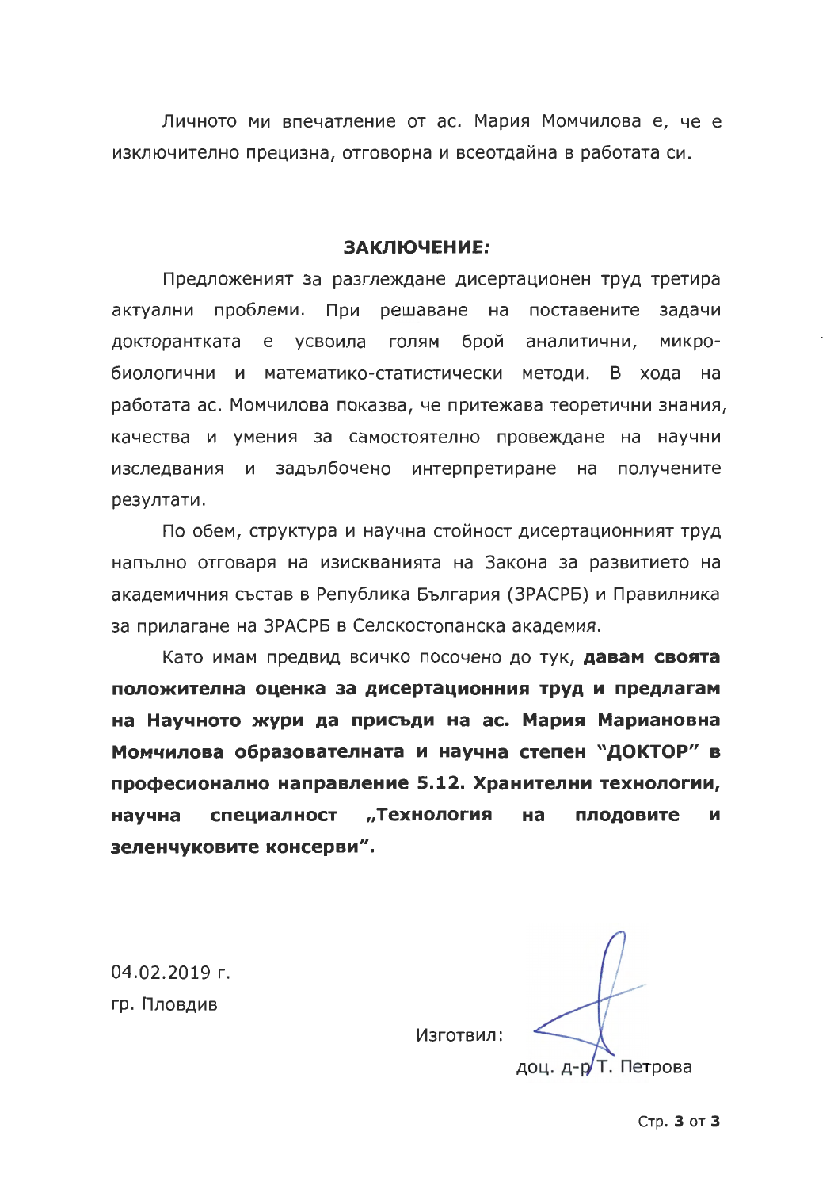Личното ми впечатление от ас. Мария Момчилова е, че е изключително прецизна, отговорна и всеотдайна в работата си.

**ЗАКЛЮЧЕНИЕ:**

Предложеният за разглеждане дисертационен труд третира актуални проблеми. При решаване на поставените задачи докторантката е усвоила голям брой аналитични, микробиологични и математико-статистически методи. В хода на работата ас. Момчилова показва, че притежава теоретични знания, качества и умения за самостоятелно провеждане на научни изследвания и задълбочено интерпретиране на получените резултати.

По обем, структура и научна стойност дисертационният труд напълно отговаря на изискванията на Закона за развитието на академичния състав в Република България (ЗРАСРБ) и Правилника за прилагане на ЗРАСРБ в Селскостопанска академия.

Като имам предвид всичко посочено до тук, **давам своята положителна оценка за дисертационния труд и предлагам на Научното жури да присъди на ас. Мария Мариановна Момчилова образователната и научна степен "ДОКТОР" в професионално направление 5.12. Хранителни технологии, научна специалност „Технология на плодовите и зеленчуковите консерви".**

04.02.2019 г.
гр. Пловдив

Изготвил:
доц. д-р Т. Петрова